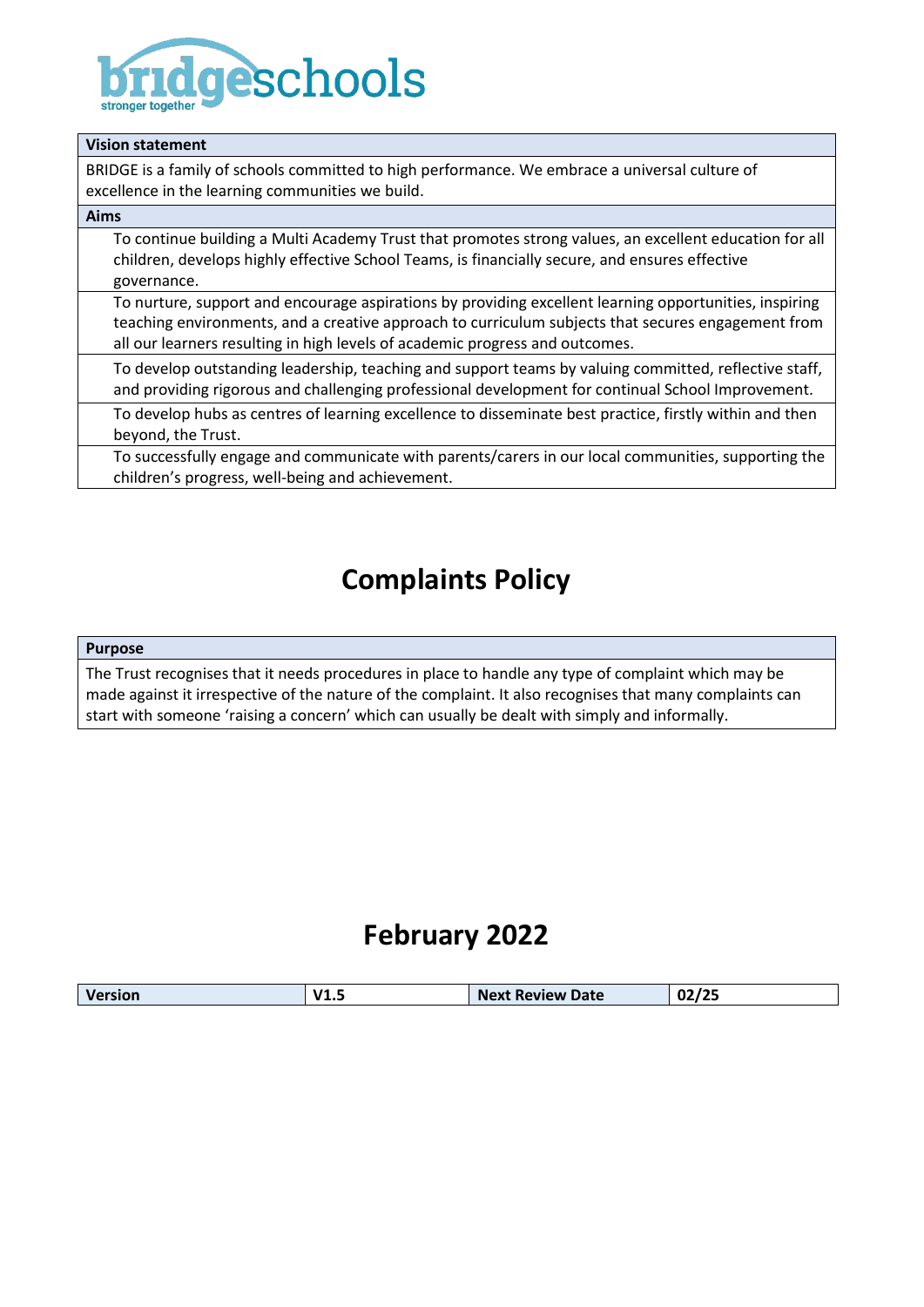bridgeschools
stronger together

| Vision statement |
| --- |
| BRIDGE is a family of schools committed to high performance. We embrace a universal culture of excellence in the learning communities we build. |

| Aims |
| --- |
| To continue building a Multi Academy Trust that promotes strong values, an excellent education for all children, develops highly effective School Teams, is financially secure, and ensures effective governance. |
| To nurture, support and encourage aspirations by providing excellent learning opportunities, inspiring teaching environments, and a creative approach to curriculum subjects that secures engagement from all our learners resulting in high levels of academic progress and outcomes. |
| To develop outstanding leadership, teaching and support teams by valuing committed, reflective staff, and providing rigorous and challenging professional development for continual School Improvement. |
| To develop hubs as centres of learning excellence to disseminate best practice, firstly within and then beyond, the Trust. |
| To successfully engage and communicate with parents/carers in our local communities, supporting the children's progress, well-being and achievement. |

# Complaints Policy

| Purpose |
| --- |
| The Trust recognises that it needs procedures in place to handle any type of complaint which may be made against it irrespective of the nature of the complaint. It also recognises that many complaints can start with someone 'raising a concern' which can usually be dealt with simply and informally. |

## February 2022

| Version | V1.5 | Next Review Date | 02/25 |
| --- | --- | --- | --- |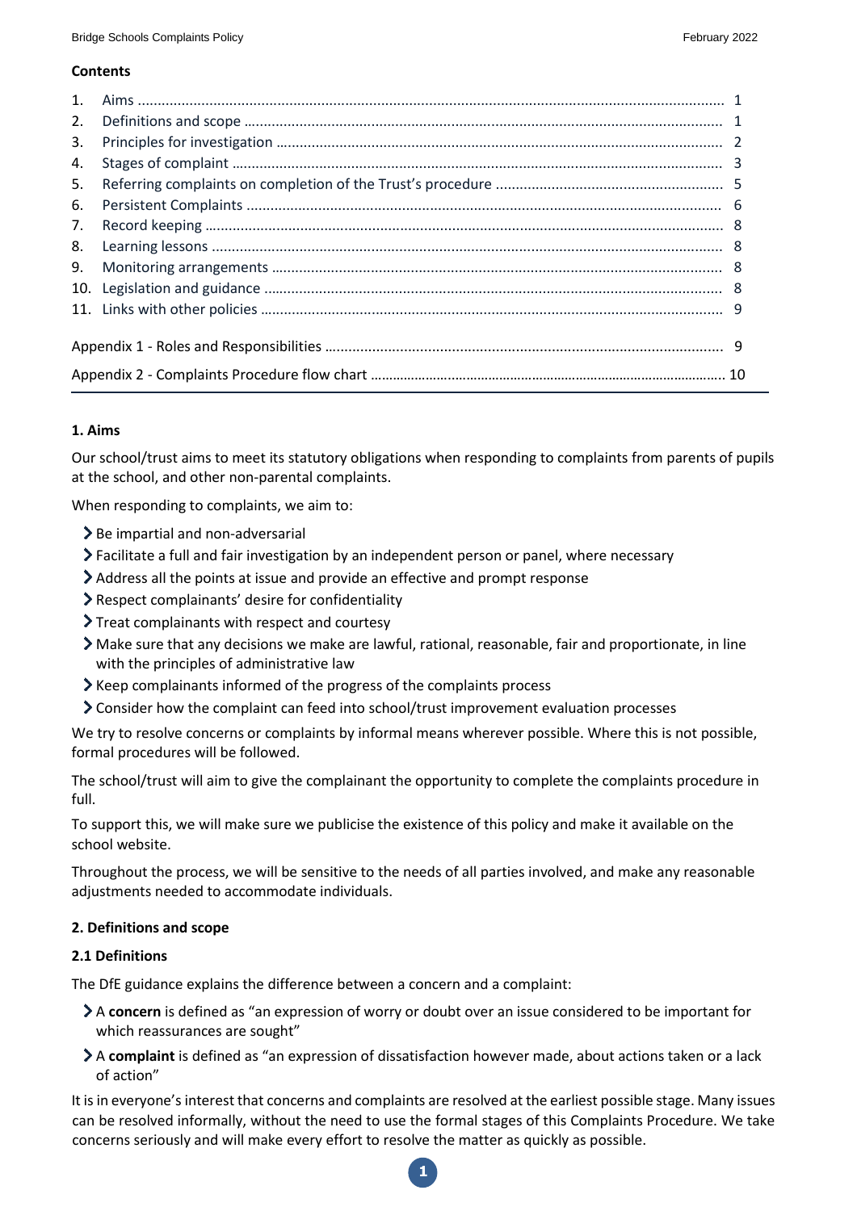**Contents**

| | | |
|---|---|---|
| 1. | Aims | 1 |
| 2. | Definitions and scope | 1 |
| 3. | Principles for investigation | 2 |
| 4. | Stages of complaint | 3 |
| 5. | Referring complaints on completion of the Trust's procedure | 5 |
| 6. | Persistent Complaints | 6 |
| 7. | Record keeping | 8 |
| 8. | Learning lessons | 8 |
| 9. | Monitoring arrangements | 8 |
| 10. | Legislation and guidance | 8 |
| 11. | Links with other policies | 9 |
| | Appendix 1 - Roles and Responsibilities | 9 |
| | Appendix 2 - Complaints Procedure flow chart | 10 |

### 1. Aims

Our school/trust aims to meet its statutory obligations when responding to complaints from parents of pupils at the school, and other non-parental complaints.

When responding to complaints, we aim to:

- Be impartial and non-adversarial
- Facilitate a full and fair investigation by an independent person or panel, where necessary
- Address all the points at issue and provide an effective and prompt response
- Respect complainants' desire for confidentiality
- Treat complainants with respect and courtesy
- Make sure that any decisions we make are lawful, rational, reasonable, fair and proportionate, in line with the principles of administrative law
- Keep complainants informed of the progress of the complaints process
- Consider how the complaint can feed into school/trust improvement evaluation processes

We try to resolve concerns or complaints by informal means wherever possible. Where this is not possible, formal procedures will be followed.

The school/trust will aim to give the complainant the opportunity to complete the complaints procedure in full.

To support this, we will make sure we publicise the existence of this policy and make it available on the school website.

Throughout the process, we will be sensitive to the needs of all parties involved, and make any reasonable adjustments needed to accommodate individuals.

### 2. Definitions and scope

#### 2.1 Definitions

The DfE guidance explains the difference between a concern and a complaint:

- A **concern** is defined as "an expression of worry or doubt over an issue considered to be important for which reassurances are sought"
- A **complaint** is defined as "an expression of dissatisfaction however made, about actions taken or a lack of action"

It is in everyone's interest that concerns and complaints are resolved at the earliest possible stage. Many issues can be resolved informally, without the need to use the formal stages of this Complaints Procedure. We take concerns seriously and will make every effort to resolve the matter as quickly as possible.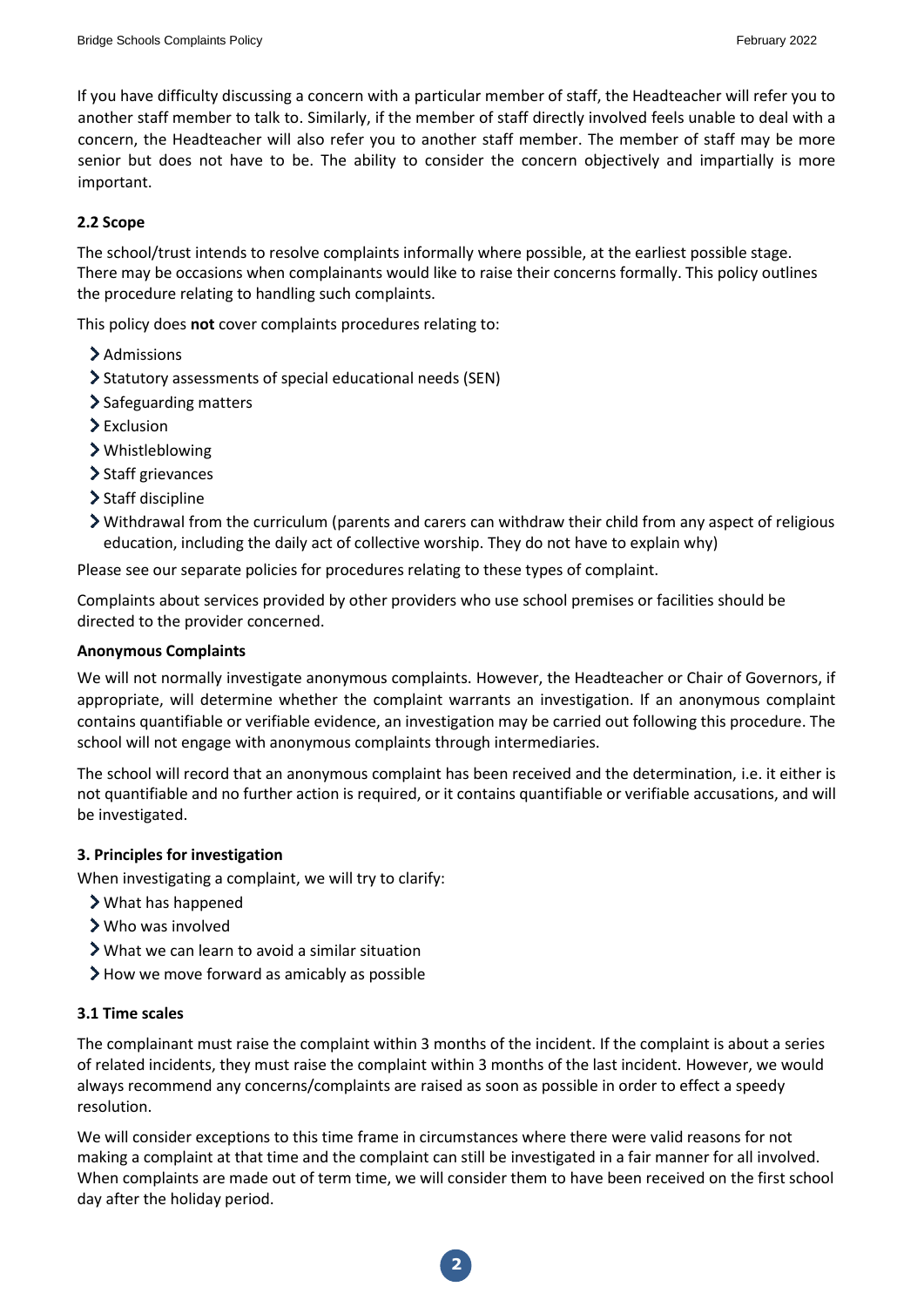If you have difficulty discussing a concern with a particular member of staff, the Headteacher will refer you to another staff member to talk to. Similarly, if the member of staff directly involved feels unable to deal with a concern, the Headteacher will also refer you to another staff member. The member of staff may be more senior but does not have to be. The ability to consider the concern objectively and impartially is more important.

### 2.2 Scope

The school/trust intends to resolve complaints informally where possible, at the earliest possible stage. There may be occasions when complainants would like to raise their concerns formally. This policy outlines the procedure relating to handling such complaints.

This policy does **not** cover complaints procedures relating to:

- Admissions
- Statutory assessments of special educational needs (SEN)
- Safeguarding matters
- Exclusion
- Whistleblowing
- Staff grievances
- Staff discipline
- Withdrawal from the curriculum (parents and carers can withdraw their child from any aspect of religious education, including the daily act of collective worship. They do not have to explain why)

Please see our separate policies for procedures relating to these types of complaint.

Complaints about services provided by other providers who use school premises or facilities should be directed to the provider concerned.

**Anonymous Complaints**

We will not normally investigate anonymous complaints. However, the Headteacher or Chair of Governors, if appropriate, will determine whether the complaint warrants an investigation. If an anonymous complaint contains quantifiable or verifiable evidence, an investigation may be carried out following this procedure. The school will not engage with anonymous complaints through intermediaries.

The school will record that an anonymous complaint has been received and the determination, i.e. it either is not quantifiable and no further action is required, or it contains quantifiable or verifiable accusations, and will be investigated.

### 3. Principles for investigation

When investigating a complaint, we will try to clarify:

- What has happened
- Who was involved
- What we can learn to avoid a similar situation
- How we move forward as amicably as possible

### 3.1 Time scales

The complainant must raise the complaint within 3 months of the incident. If the complaint is about a series of related incidents, they must raise the complaint within 3 months of the last incident. However, we would always recommend any concerns/complaints are raised as soon as possible in order to effect a speedy resolution.

We will consider exceptions to this time frame in circumstances where there were valid reasons for not making a complaint at that time and the complaint can still be investigated in a fair manner for all involved. When complaints are made out of term time, we will consider them to have been received on the first school day after the holiday period.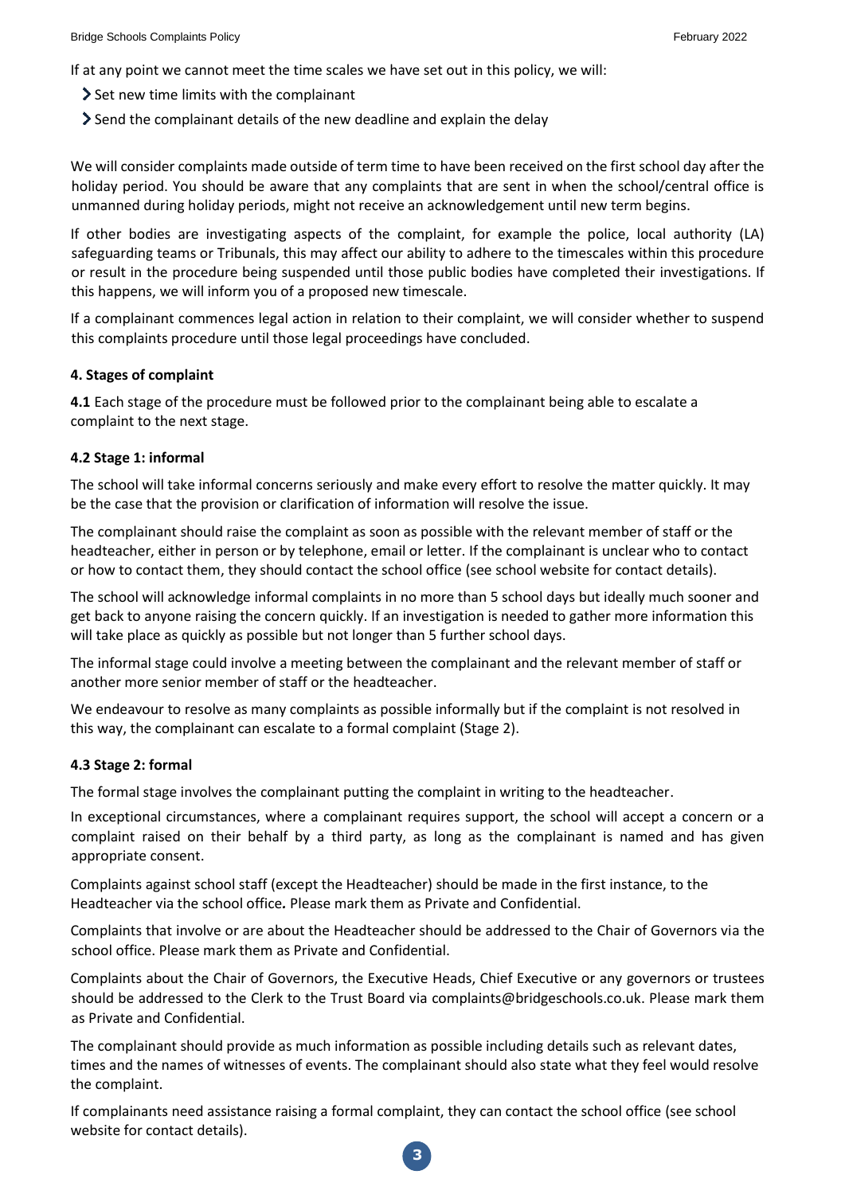If at any point we cannot meet the time scales we have set out in this policy, we will:

- Set new time limits with the complainant
- Send the complainant details of the new deadline and explain the delay

We will consider complaints made outside of term time to have been received on the first school day after the holiday period. You should be aware that any complaints that are sent in when the school/central office is unmanned during holiday periods, might not receive an acknowledgement until new term begins.

If other bodies are investigating aspects of the complaint, for example the police, local authority (LA) safeguarding teams or Tribunals, this may affect our ability to adhere to the timescales within this procedure or result in the procedure being suspended until those public bodies have completed their investigations. If this happens, we will inform you of a proposed new timescale.

If a complainant commences legal action in relation to their complaint, we will consider whether to suspend this complaints procedure until those legal proceedings have concluded.

**4. Stages of complaint**

**4.1** Each stage of the procedure must be followed prior to the complainant being able to escalate a complaint to the next stage.

**4.2 Stage 1: informal**

The school will take informal concerns seriously and make every effort to resolve the matter quickly. It may be the case that the provision or clarification of information will resolve the issue.

The complainant should raise the complaint as soon as possible with the relevant member of staff or the headteacher, either in person or by telephone, email or letter. If the complainant is unclear who to contact or how to contact them, they should contact the school office (see school website for contact details).

The school will acknowledge informal complaints in no more than 5 school days but ideally much sooner and get back to anyone raising the concern quickly. If an investigation is needed to gather more information this will take place as quickly as possible but not longer than 5 further school days.

The informal stage could involve a meeting between the complainant and the relevant member of staff or another more senior member of staff or the headteacher.

We endeavour to resolve as many complaints as possible informally but if the complaint is not resolved in this way, the complainant can escalate to a formal complaint (Stage 2).

**4.3 Stage 2: formal**

The formal stage involves the complainant putting the complaint in writing to the headteacher.

In exceptional circumstances, where a complainant requires support, the school will accept a concern or a complaint raised on their behalf by a third party, as long as the complainant is named and has given appropriate consent.

Complaints against school staff (except the Headteacher) should be made in the first instance, to the Headteacher via the school office**.** Please mark them as Private and Confidential.

Complaints that involve or are about the Headteacher should be addressed to the Chair of Governors via the school office. Please mark them as Private and Confidential.

Complaints about the Chair of Governors, the Executive Heads, Chief Executive or any governors or trustees should be addressed to the Clerk to the Trust Board via complaints@bridgeschools.co.uk. Please mark them as Private and Confidential.

The complainant should provide as much information as possible including details such as relevant dates, times and the names of witnesses of events. The complainant should also state what they feel would resolve the complaint.

If complainants need assistance raising a formal complaint, they can contact the school office (see school website for contact details).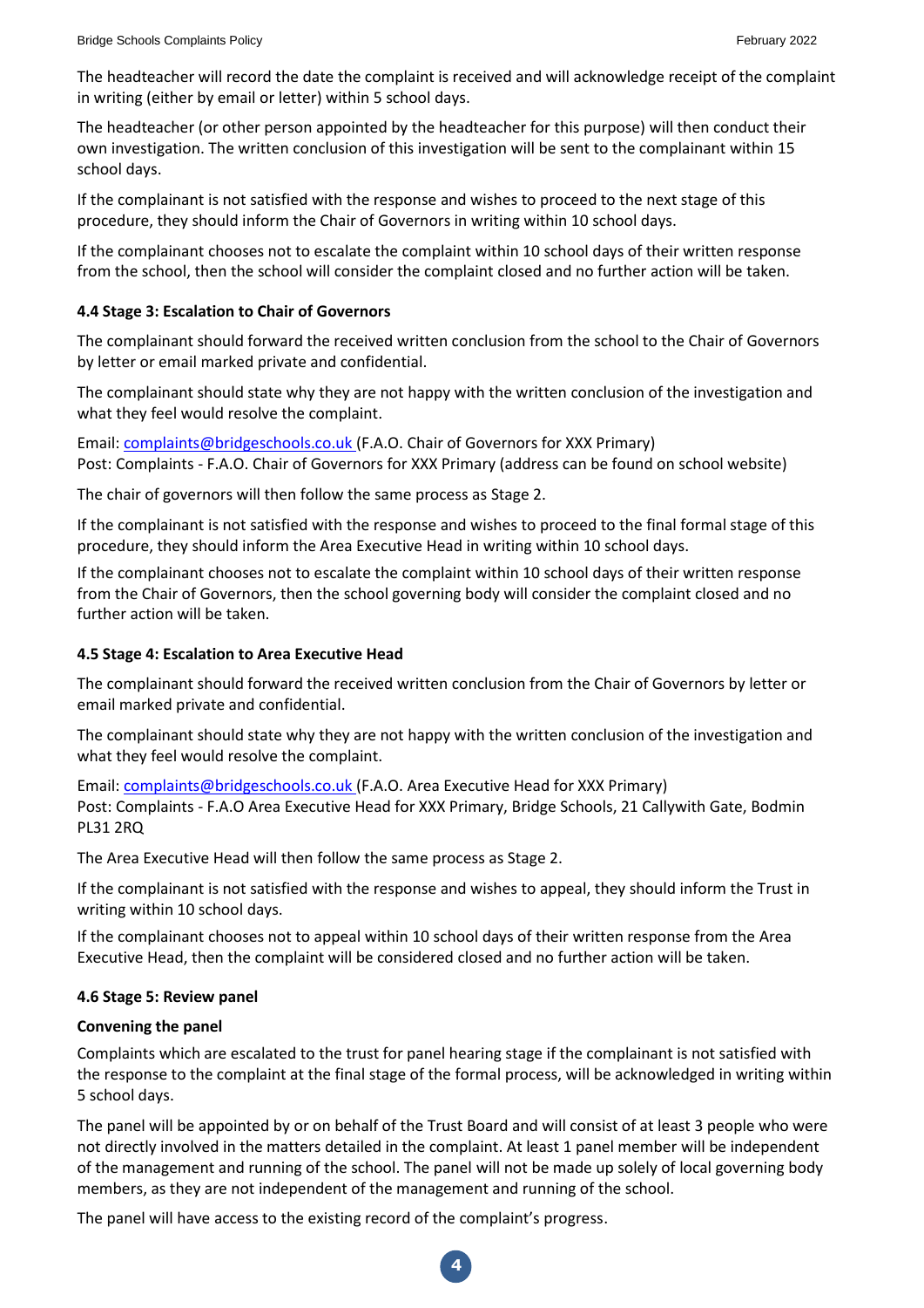The headteacher will record the date the complaint is received and will acknowledge receipt of the complaint in writing (either by email or letter) within 5 school days.

The headteacher (or other person appointed by the headteacher for this purpose) will then conduct their own investigation. The written conclusion of this investigation will be sent to the complainant within 15 school days.

If the complainant is not satisfied with the response and wishes to proceed to the next stage of this procedure, they should inform the Chair of Governors in writing within 10 school days.

If the complainant chooses not to escalate the complaint within 10 school days of their written response from the school, then the school will consider the complaint closed and no further action will be taken.

#### 4.4 Stage 3: Escalation to Chair of Governors

The complainant should forward the received written conclusion from the school to the Chair of Governors by letter or email marked private and confidential.

The complainant should state why they are not happy with the written conclusion of the investigation and what they feel would resolve the complaint.

Email: complaints@bridgeschools.co.uk (F.A.O. Chair of Governors for XXX Primary)
Post: Complaints - F.A.O. Chair of Governors for XXX Primary (address can be found on school website)

The chair of governors will then follow the same process as Stage 2.

If the complainant is not satisfied with the response and wishes to proceed to the final formal stage of this procedure, they should inform the Area Executive Head in writing within 10 school days.

If the complainant chooses not to escalate the complaint within 10 school days of their written response from the Chair of Governors, then the school governing body will consider the complaint closed and no further action will be taken.

#### 4.5 Stage 4: Escalation to Area Executive Head

The complainant should forward the received written conclusion from the Chair of Governors by letter or email marked private and confidential.

The complainant should state why they are not happy with the written conclusion of the investigation and what they feel would resolve the complaint.

Email: complaints@bridgeschools.co.uk (F.A.O. Area Executive Head for XXX Primary)
Post: Complaints - F.A.O Area Executive Head for XXX Primary, Bridge Schools, 21 Callywith Gate, Bodmin PL31 2RQ

The Area Executive Head will then follow the same process as Stage 2.

If the complainant is not satisfied with the response and wishes to appeal, they should inform the Trust in writing within 10 school days.

If the complainant chooses not to appeal within 10 school days of their written response from the Area Executive Head, then the complaint will be considered closed and no further action will be taken.

#### 4.6 Stage 5: Review panel

**Convening the panel**

Complaints which are escalated to the trust for panel hearing stage if the complainant is not satisfied with the response to the complaint at the final stage of the formal process, will be acknowledged in writing within 5 school days.

The panel will be appointed by or on behalf of the Trust Board and will consist of at least 3 people who were not directly involved in the matters detailed in the complaint. At least 1 panel member will be independent of the management and running of the school. The panel will not be made up solely of local governing body members, as they are not independent of the management and running of the school.

The panel will have access to the existing record of the complaint's progress.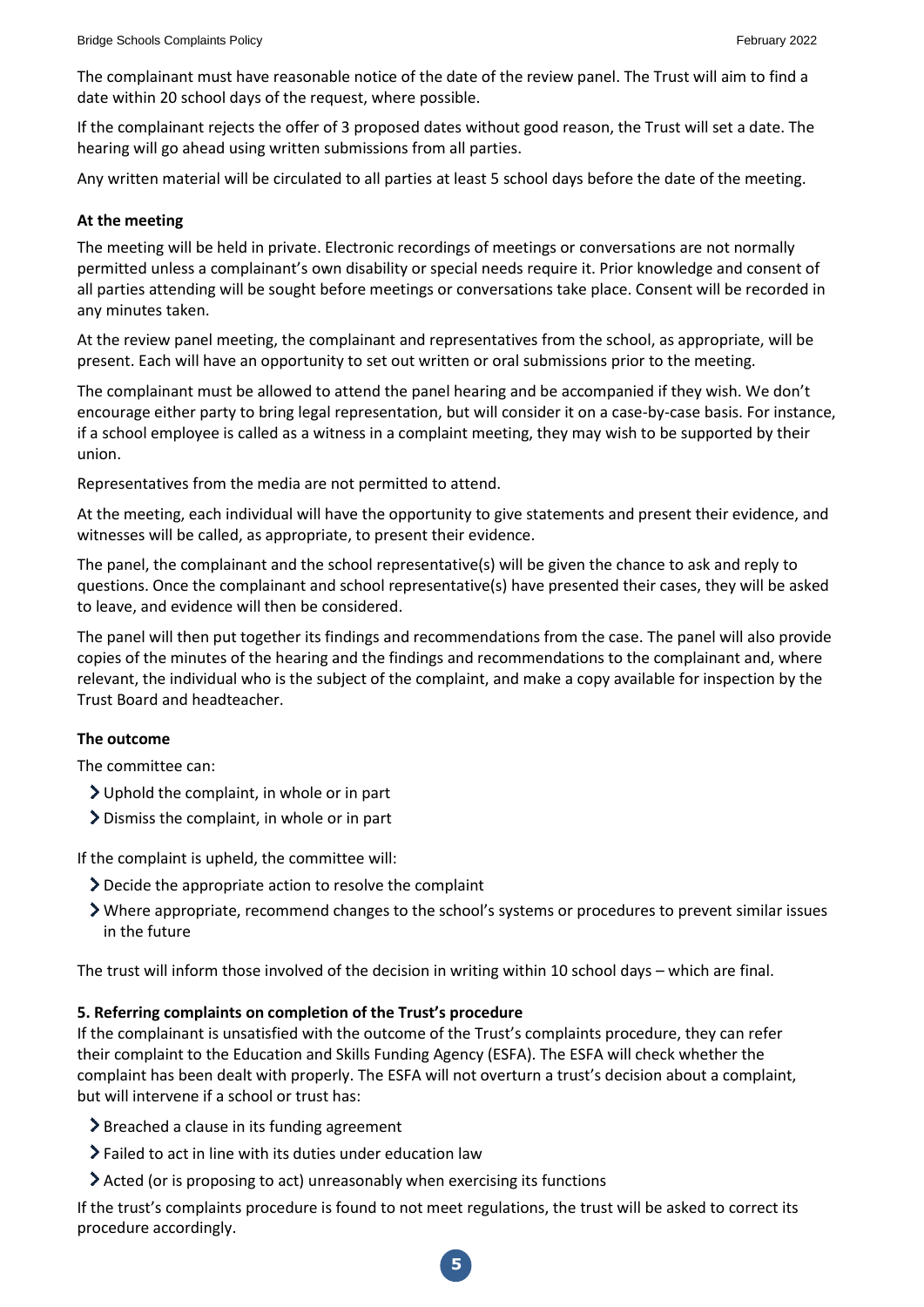The complainant must have reasonable notice of the date of the review panel. The Trust will aim to find a date within 20 school days of the request, where possible.

If the complainant rejects the offer of 3 proposed dates without good reason, the Trust will set a date. The hearing will go ahead using written submissions from all parties.

Any written material will be circulated to all parties at least 5 school days before the date of the meeting.

**At the meeting**

The meeting will be held in private. Electronic recordings of meetings or conversations are not normally permitted unless a complainant's own disability or special needs require it. Prior knowledge and consent of all parties attending will be sought before meetings or conversations take place. Consent will be recorded in any minutes taken.

At the review panel meeting, the complainant and representatives from the school, as appropriate, will be present. Each will have an opportunity to set out written or oral submissions prior to the meeting.

The complainant must be allowed to attend the panel hearing and be accompanied if they wish. We don't encourage either party to bring legal representation, but will consider it on a case-by-case basis. For instance, if a school employee is called as a witness in a complaint meeting, they may wish to be supported by their union.

Representatives from the media are not permitted to attend.

At the meeting, each individual will have the opportunity to give statements and present their evidence, and witnesses will be called, as appropriate, to present their evidence.

The panel, the complainant and the school representative(s) will be given the chance to ask and reply to questions. Once the complainant and school representative(s) have presented their cases, they will be asked to leave, and evidence will then be considered.

The panel will then put together its findings and recommendations from the case. The panel will also provide copies of the minutes of the hearing and the findings and recommendations to the complainant and, where relevant, the individual who is the subject of the complaint, and make a copy available for inspection by the Trust Board and headteacher.

**The outcome**

The committee can:

- Uphold the complaint, in whole or in part
- Dismiss the complaint, in whole or in part

If the complaint is upheld, the committee will:

- Decide the appropriate action to resolve the complaint
- Where appropriate, recommend changes to the school's systems or procedures to prevent similar issues in the future

The trust will inform those involved of the decision in writing within 10 school days – which are final.

**5. Referring complaints on completion of the Trust's procedure**

If the complainant is unsatisfied with the outcome of the Trust's complaints procedure, they can refer their complaint to the Education and Skills Funding Agency (ESFA). The ESFA will check whether the complaint has been dealt with properly. The ESFA will not overturn a trust's decision about a complaint, but will intervene if a school or trust has:

- Breached a clause in its funding agreement
- Failed to act in line with its duties under education law
- Acted (or is proposing to act) unreasonably when exercising its functions

If the trust's complaints procedure is found to not meet regulations, the trust will be asked to correct its procedure accordingly.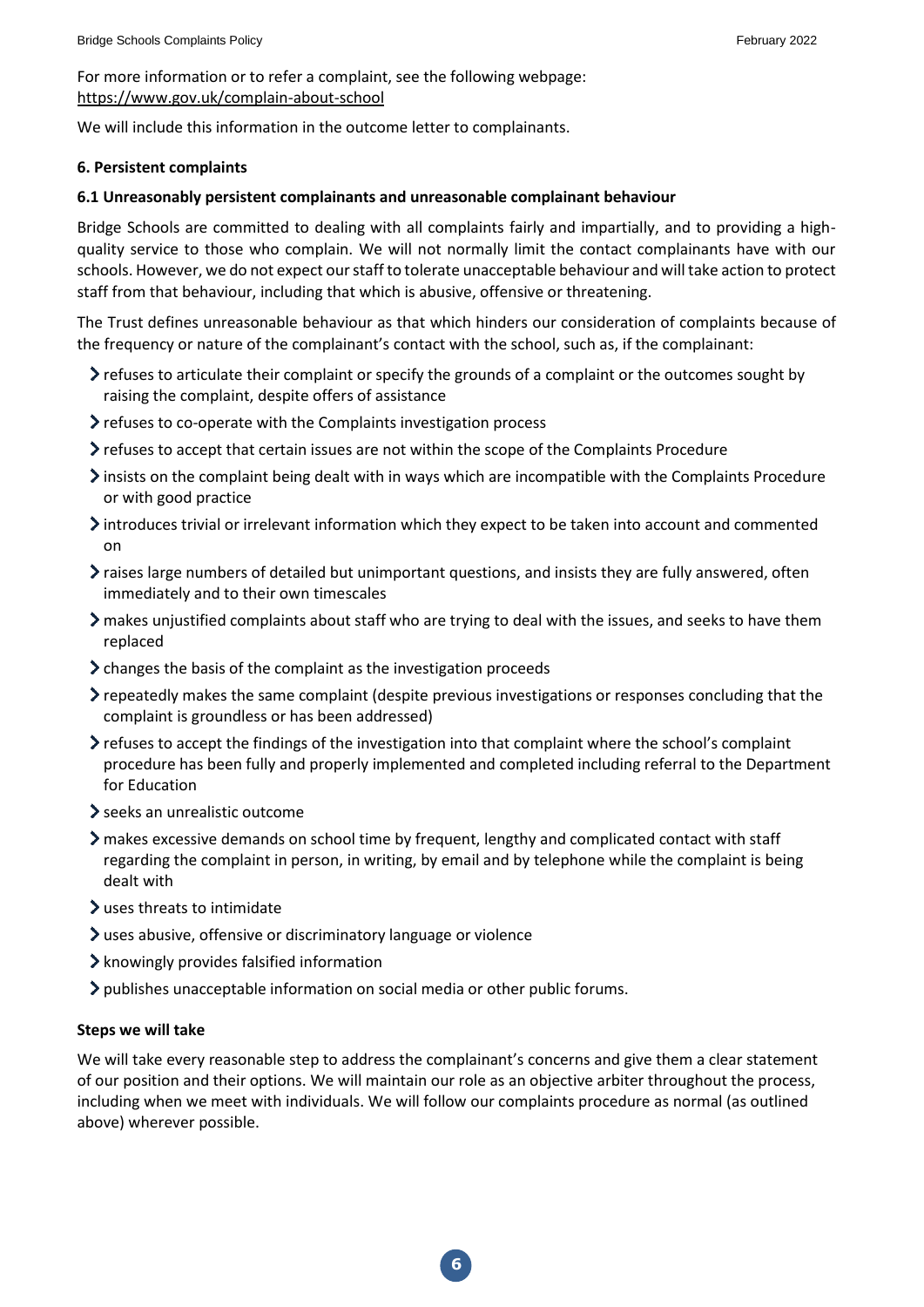For more information or to refer a complaint, see the following webpage:
https://www.gov.uk/complain-about-school

We will include this information in the outcome letter to complainants.

## 6. Persistent complaints

### 6.1 Unreasonably persistent complainants and unreasonable complainant behaviour

Bridge Schools are committed to dealing with all complaints fairly and impartially, and to providing a high-quality service to those who complain. We will not normally limit the contact complainants have with our schools. However, we do not expect our staff to tolerate unacceptable behaviour and will take action to protect staff from that behaviour, including that which is abusive, offensive or threatening.

The Trust defines unreasonable behaviour as that which hinders our consideration of complaints because of the frequency or nature of the complainant's contact with the school, such as, if the complainant:

- refuses to articulate their complaint or specify the grounds of a complaint or the outcomes sought by raising the complaint, despite offers of assistance
- refuses to co-operate with the Complaints investigation process
- refuses to accept that certain issues are not within the scope of the Complaints Procedure
- insists on the complaint being dealt with in ways which are incompatible with the Complaints Procedure or with good practice
- introduces trivial or irrelevant information which they expect to be taken into account and commented on
- raises large numbers of detailed but unimportant questions, and insists they are fully answered, often immediately and to their own timescales
- makes unjustified complaints about staff who are trying to deal with the issues, and seeks to have them replaced
- changes the basis of the complaint as the investigation proceeds
- repeatedly makes the same complaint (despite previous investigations or responses concluding that the complaint is groundless or has been addressed)
- refuses to accept the findings of the investigation into that complaint where the school's complaint procedure has been fully and properly implemented and completed including referral to the Department for Education
- seeks an unrealistic outcome
- makes excessive demands on school time by frequent, lengthy and complicated contact with staff regarding the complaint in person, in writing, by email and by telephone while the complaint is being dealt with
- uses threats to intimidate
- uses abusive, offensive or discriminatory language or violence
- knowingly provides falsified information
- publishes unacceptable information on social media or other public forums.

**Steps we will take**

We will take every reasonable step to address the complainant's concerns and give them a clear statement of our position and their options. We will maintain our role as an objective arbiter throughout the process, including when we meet with individuals. We will follow our complaints procedure as normal (as outlined above) wherever possible.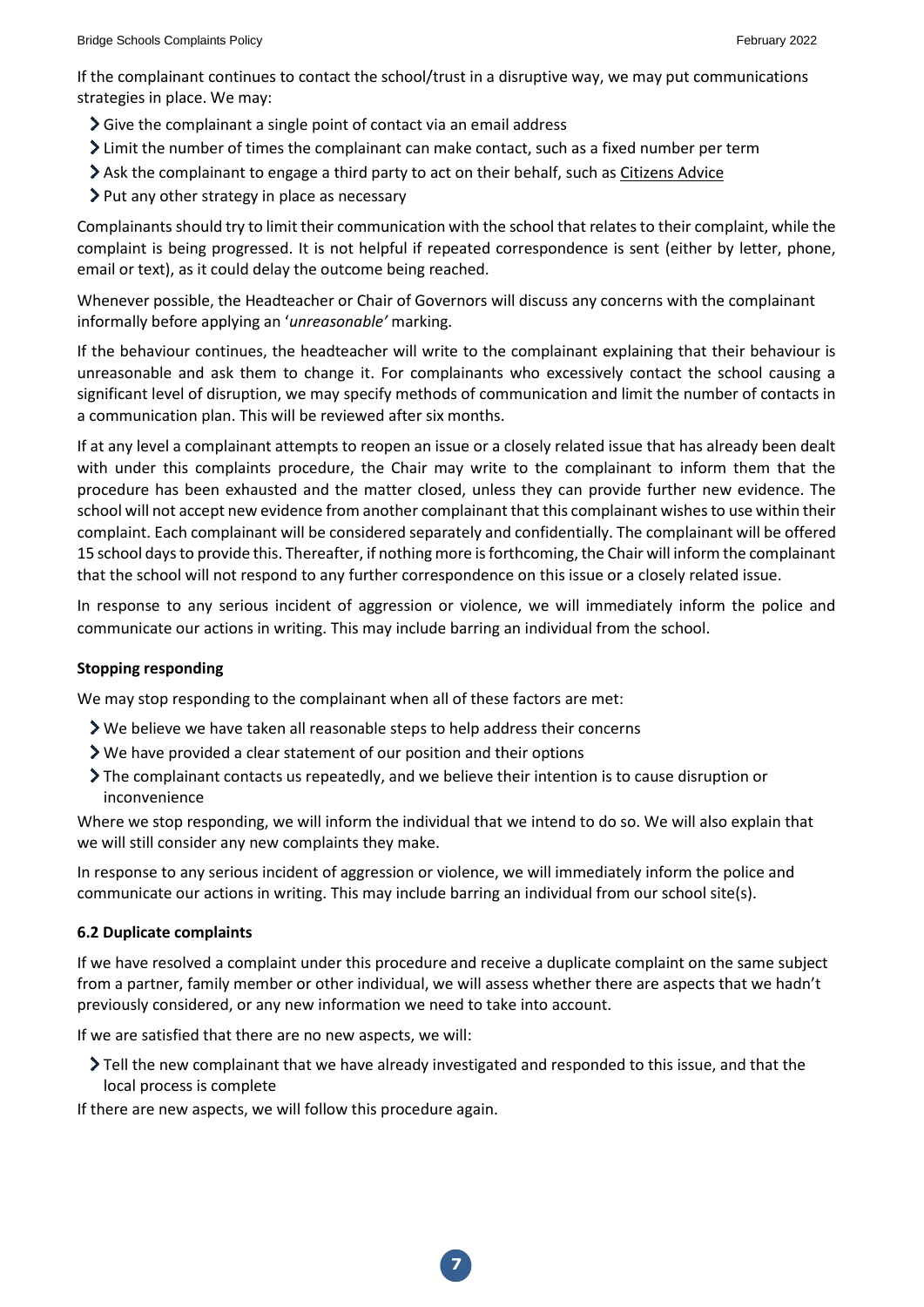If the complainant continues to contact the school/trust in a disruptive way, we may put communications strategies in place. We may:

- Give the complainant a single point of contact via an email address
- Limit the number of times the complainant can make contact, such as a fixed number per term
- Ask the complainant to engage a third party to act on their behalf, such as Citizens Advice
- Put any other strategy in place as necessary

Complainants should try to limit their communication with the school that relates to their complaint, while the complaint is being progressed. It is not helpful if repeated correspondence is sent (either by letter, phone, email or text), as it could delay the outcome being reached.

Whenever possible, the Headteacher or Chair of Governors will discuss any concerns with the complainant informally before applying an '*unreasonable'* marking.

If the behaviour continues, the headteacher will write to the complainant explaining that their behaviour is unreasonable and ask them to change it. For complainants who excessively contact the school causing a significant level of disruption, we may specify methods of communication and limit the number of contacts in a communication plan. This will be reviewed after six months.

If at any level a complainant attempts to reopen an issue or a closely related issue that has already been dealt with under this complaints procedure, the Chair may write to the complainant to inform them that the procedure has been exhausted and the matter closed, unless they can provide further new evidence. The school will not accept new evidence from another complainant that this complainant wishes to use within their complaint. Each complainant will be considered separately and confidentially. The complainant will be offered 15 school days to provide this. Thereafter, if nothing more is forthcoming, the Chair will inform the complainant that the school will not respond to any further correspondence on this issue or a closely related issue.

In response to any serious incident of aggression or violence, we will immediately inform the police and communicate our actions in writing. This may include barring an individual from the school.

**Stopping responding**

We may stop responding to the complainant when all of these factors are met:

- We believe we have taken all reasonable steps to help address their concerns
- We have provided a clear statement of our position and their options
- The complainant contacts us repeatedly, and we believe their intention is to cause disruption or inconvenience

Where we stop responding, we will inform the individual that we intend to do so. We will also explain that we will still consider any new complaints they make.

In response to any serious incident of aggression or violence, we will immediately inform the police and communicate our actions in writing. This may include barring an individual from our school site(s).

**6.2 Duplicate complaints**

If we have resolved a complaint under this procedure and receive a duplicate complaint on the same subject from a partner, family member or other individual, we will assess whether there are aspects that we hadn't previously considered, or any new information we need to take into account.

If we are satisfied that there are no new aspects, we will:

- Tell the new complainant that we have already investigated and responded to this issue, and that the local process is complete

If there are new aspects, we will follow this procedure again.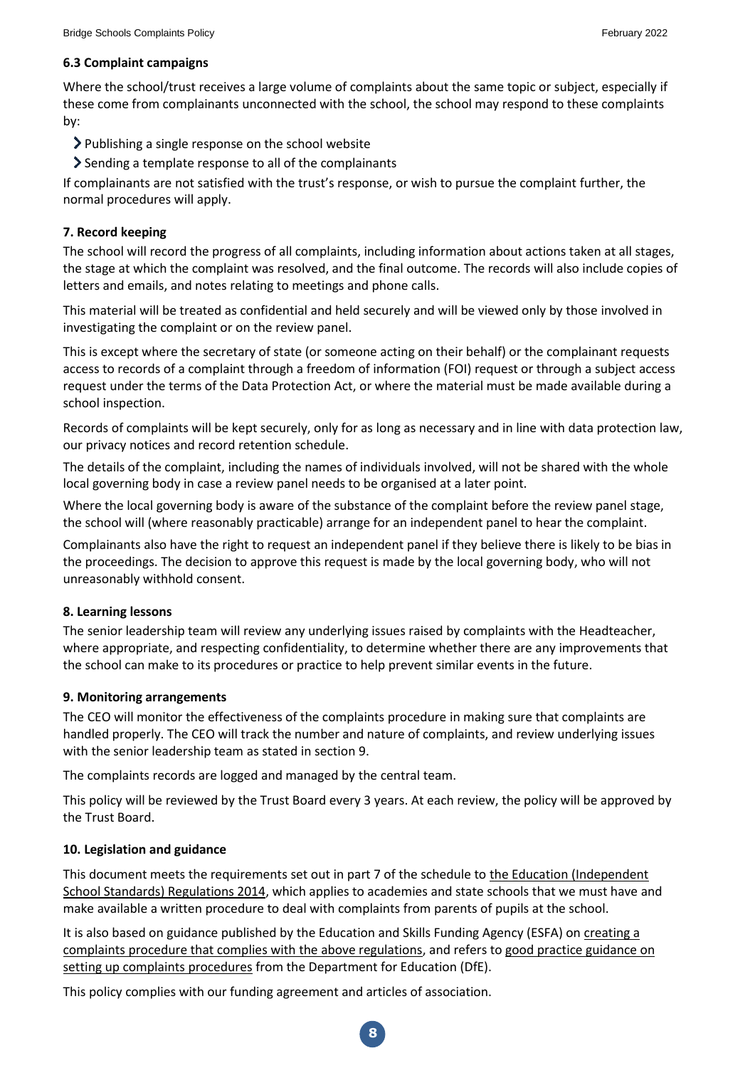### 6.3 Complaint campaigns

Where the school/trust receives a large volume of complaints about the same topic or subject, especially if these come from complainants unconnected with the school, the school may respond to these complaints by:

- Publishing a single response on the school website
- Sending a template response to all of the complainants

If complainants are not satisfied with the trust's response, or wish to pursue the complaint further, the normal procedures will apply.

### 7. Record keeping

The school will record the progress of all complaints, including information about actions taken at all stages, the stage at which the complaint was resolved, and the final outcome. The records will also include copies of letters and emails, and notes relating to meetings and phone calls.

This material will be treated as confidential and held securely and will be viewed only by those involved in investigating the complaint or on the review panel.

This is except where the secretary of state (or someone acting on their behalf) or the complainant requests access to records of a complaint through a freedom of information (FOI) request or through a subject access request under the terms of the Data Protection Act, or where the material must be made available during a school inspection.

Records of complaints will be kept securely, only for as long as necessary and in line with data protection law, our privacy notices and record retention schedule.

The details of the complaint, including the names of individuals involved, will not be shared with the whole local governing body in case a review panel needs to be organised at a later point.

Where the local governing body is aware of the substance of the complaint before the review panel stage, the school will (where reasonably practicable) arrange for an independent panel to hear the complaint.

Complainants also have the right to request an independent panel if they believe there is likely to be bias in the proceedings. The decision to approve this request is made by the local governing body, who will not unreasonably withhold consent.

### 8. Learning lessons

The senior leadership team will review any underlying issues raised by complaints with the Headteacher, where appropriate, and respecting confidentiality, to determine whether there are any improvements that the school can make to its procedures or practice to help prevent similar events in the future.

### 9. Monitoring arrangements

The CEO will monitor the effectiveness of the complaints procedure in making sure that complaints are handled properly. The CEO will track the number and nature of complaints, and review underlying issues with the senior leadership team as stated in section 9.

The complaints records are logged and managed by the central team.

This policy will be reviewed by the Trust Board every 3 years. At each review, the policy will be approved by the Trust Board.

### 10. Legislation and guidance

This document meets the requirements set out in part 7 of the schedule to the Education (Independent School Standards) Regulations 2014, which applies to academies and state schools that we must have and make available a written procedure to deal with complaints from parents of pupils at the school.

It is also based on guidance published by the Education and Skills Funding Agency (ESFA) on creating a complaints procedure that complies with the above regulations, and refers to good practice guidance on setting up complaints procedures from the Department for Education (DfE).

This policy complies with our funding agreement and articles of association.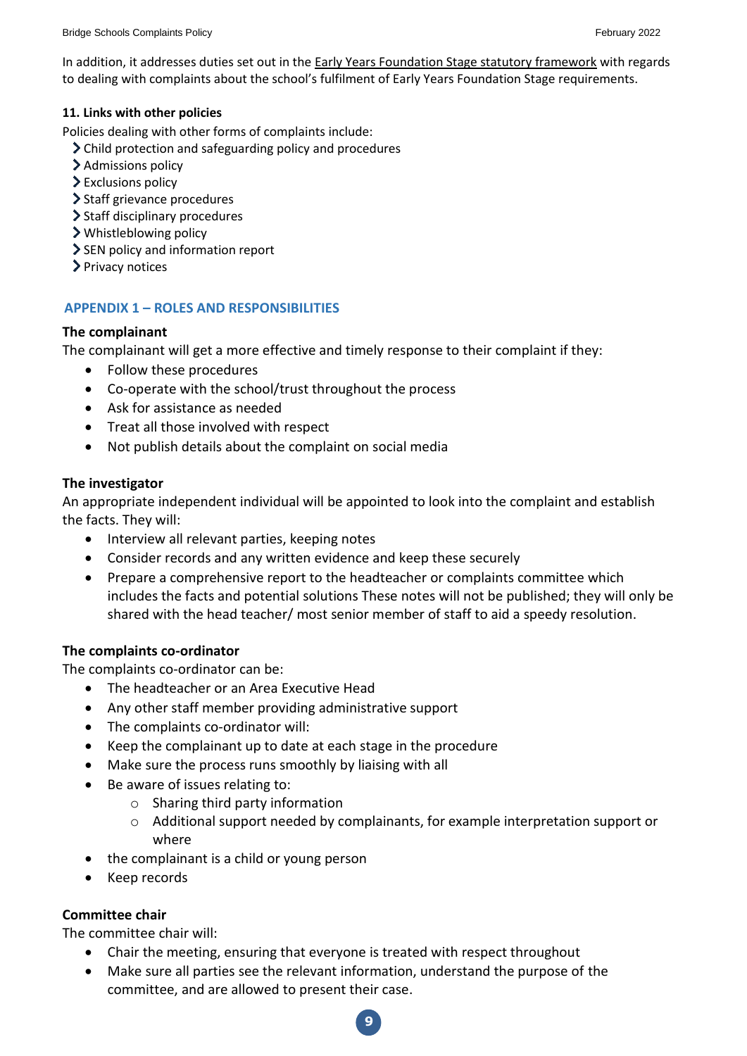In addition, it addresses duties set out in the Early Years Foundation Stage statutory framework with regards to dealing with complaints about the school's fulfilment of Early Years Foundation Stage requirements.

**11. Links with other policies**

Policies dealing with other forms of complaints include:

- Child protection and safeguarding policy and procedures
- Admissions policy
- Exclusions policy
- Staff grievance procedures
- Staff disciplinary procedures
- Whistleblowing policy
- SEN policy and information report
- Privacy notices

## APPENDIX 1 – ROLES AND RESPONSIBILITIES

**The complainant**

The complainant will get a more effective and timely response to their complaint if they:

- Follow these procedures
- Co-operate with the school/trust throughout the process
- Ask for assistance as needed
- Treat all those involved with respect
- Not publish details about the complaint on social media

**The investigator**

An appropriate independent individual will be appointed to look into the complaint and establish the facts. They will:

- Interview all relevant parties, keeping notes
- Consider records and any written evidence and keep these securely
- Prepare a comprehensive report to the headteacher or complaints committee which includes the facts and potential solutions These notes will not be published; they will only be shared with the head teacher/ most senior member of staff to aid a speedy resolution.

**The complaints co-ordinator**

The complaints co-ordinator can be:

- The headteacher or an Area Executive Head
- Any other staff member providing administrative support
- The complaints co-ordinator will:
- Keep the complainant up to date at each stage in the procedure
- Make sure the process runs smoothly by liaising with all
- Be aware of issues relating to:
    - Sharing third party information
    - Additional support needed by complainants, for example interpretation support or where
- the complainant is a child or young person
- Keep records

**Committee chair**

The committee chair will:

- Chair the meeting, ensuring that everyone is treated with respect throughout
- Make sure all parties see the relevant information, understand the purpose of the committee, and are allowed to present their case.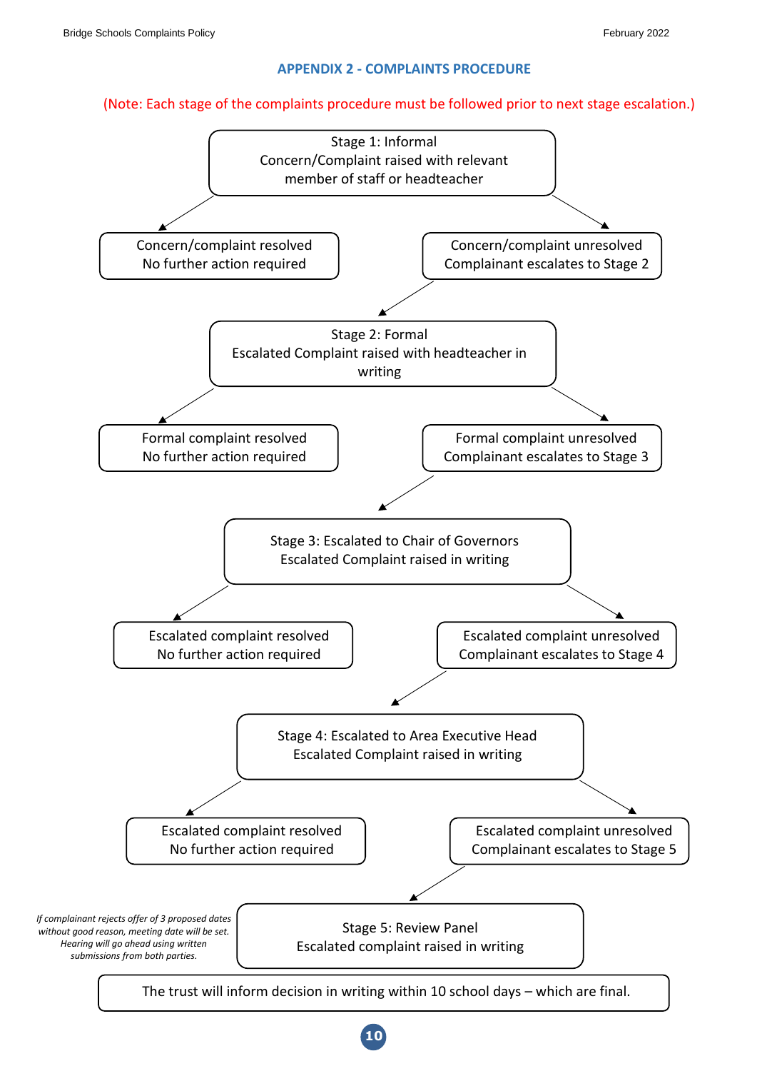## APPENDIX 2 - COMPLAINTS PROCEDURE

(Note: Each stage of the complaints procedure must be followed prior to next stage escalation.)

Stage 1: Informal
Concern/Complaint raised with relevant member of staff or headteacher

Concern/complaint resolved
No further action required

Concern/complaint unresolved
Complainant escalates to Stage 2

Stage 2: Formal
Escalated Complaint raised with headteacher in writing

Formal complaint resolved
No further action required

Formal complaint unresolved
Complainant escalates to Stage 3

Stage 3: Escalated to Chair of Governors
Escalated Complaint raised in writing

Escalated complaint resolved
No further action required

Escalated complaint unresolved
Complainant escalates to Stage 4

Stage 4: Escalated to Area Executive Head
Escalated Complaint raised in writing

Escalated complaint resolved
No further action required

Escalated complaint unresolved
Complainant escalates to Stage 5

*If complainant rejects offer of 3 proposed dates without good reason, meeting date will be set. Hearing will go ahead using written submissions from both parties.*

Stage 5: Review Panel
Escalated complaint raised in writing

The trust will inform decision in writing within 10 school days – which are final.